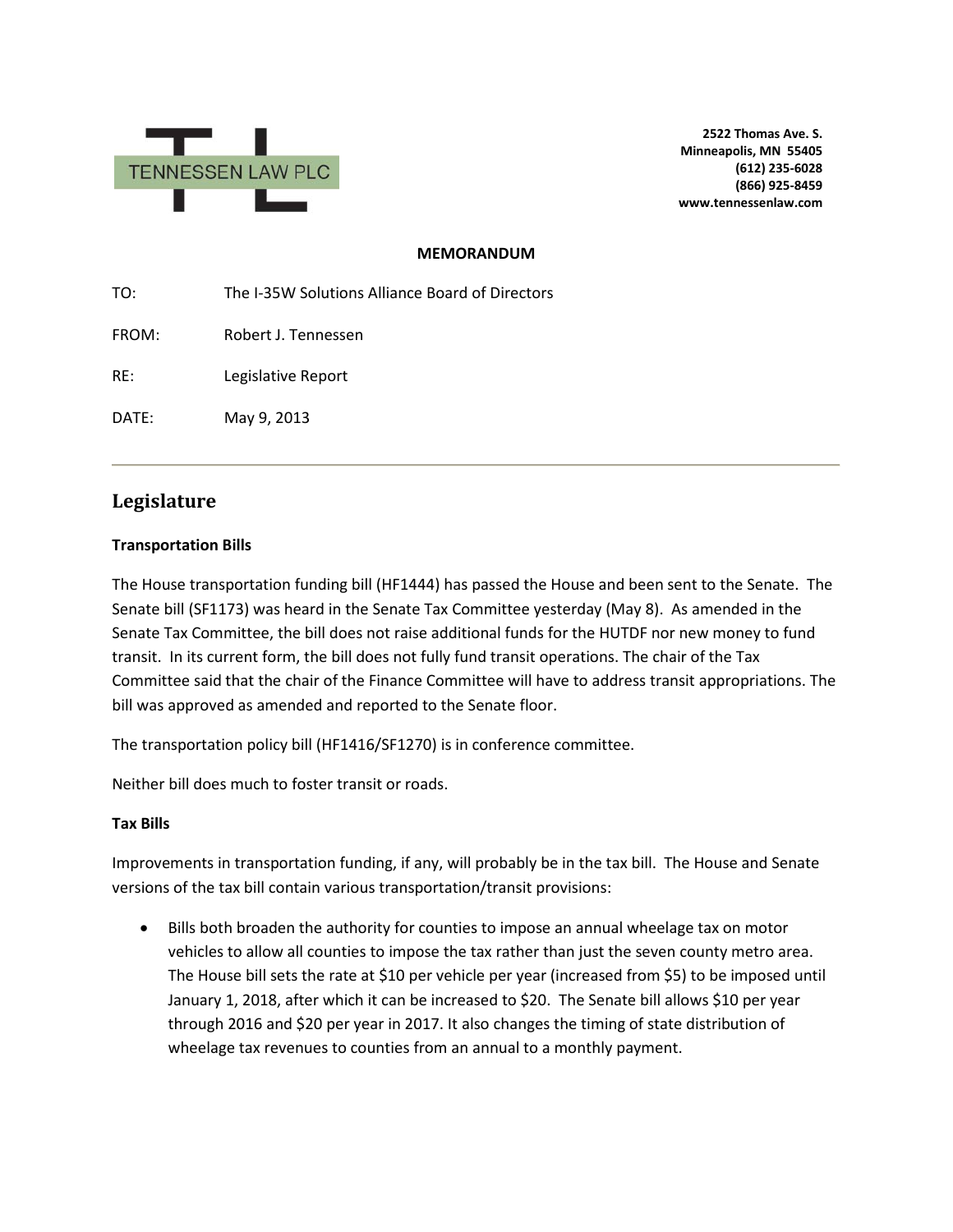TENNESSEN LAW PLC

**2522 Thomas Ave. S.**
**Minneapolis, MN 55405**
**(612) 235-6028**
**(866) 925-8459**
**www.tennessenlaw.com**

**MEMORANDUM**

TO: The I-35W Solutions Alliance Board of Directors

FROM: Robert J. Tennessen

RE: Legislative Report

DATE: May 9, 2013

---

## Legislature

**Transportation Bills**

The House transportation funding bill (HF1444) has passed the House and been sent to the Senate. The Senate bill (SF1173) was heard in the Senate Tax Committee yesterday (May 8). As amended in the Senate Tax Committee, the bill does not raise additional funds for the HUTDF nor new money to fund transit. In its current form, the bill does not fully fund transit operations. The chair of the Tax Committee said that the chair of the Finance Committee will have to address transit appropriations. The bill was approved as amended and reported to the Senate floor.

The transportation policy bill (HF1416/SF1270) is in conference committee.

Neither bill does much to foster transit or roads.

**Tax Bills**

Improvements in transportation funding, if any, will probably be in the tax bill. The House and Senate versions of the tax bill contain various transportation/transit provisions:

- Bills both broaden the authority for counties to impose an annual wheelage tax on motor vehicles to allow all counties to impose the tax rather than just the seven county metro area. The House bill sets the rate at $10 per vehicle per year (increased from $5) to be imposed until January 1, 2018, after which it can be increased to $20. The Senate bill allows $10 per year through 2016 and $20 per year in 2017. It also changes the timing of state distribution of wheelage tax revenues to counties from an annual to a monthly payment.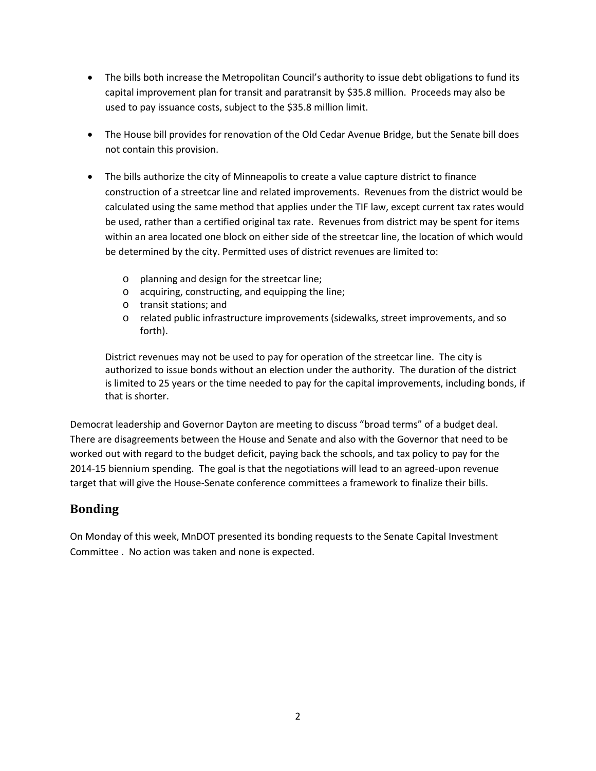- The bills both increase the Metropolitan Council's authority to issue debt obligations to fund its capital improvement plan for transit and paratransit by $35.8 million. Proceeds may also be used to pay issuance costs, subject to the $35.8 million limit.

- The House bill provides for renovation of the Old Cedar Avenue Bridge, but the Senate bill does not contain this provision.

- The bills authorize the city of Minneapolis to create a value capture district to finance construction of a streetcar line and related improvements. Revenues from the district would be calculated using the same method that applies under the TIF law, except current tax rates would be used, rather than a certified original tax rate. Revenues from district may be spent for items within an area located one block on either side of the streetcar line, the location of which would be determined by the city. Permitted uses of district revenues are limited to:

  - planning and design for the streetcar line;
  - acquiring, constructing, and equipping the line;
  - transit stations; and
  - related public infrastructure improvements (sidewalks, street improvements, and so forth).

  District revenues may not be used to pay for operation of the streetcar line. The city is authorized to issue bonds without an election under the authority. The duration of the district is limited to 25 years or the time needed to pay for the capital improvements, including bonds, if that is shorter.

Democrat leadership and Governor Dayton are meeting to discuss "broad terms" of a budget deal. There are disagreements between the House and Senate and also with the Governor that need to be worked out with regard to the budget deficit, paying back the schools, and tax policy to pay for the 2014-15 biennium spending. The goal is that the negotiations will lead to an agreed-upon revenue target that will give the House-Senate conference committees a framework to finalize their bills.

## Bonding

On Monday of this week, MnDOT presented its bonding requests to the Senate Capital Investment Committee . No action was taken and none is expected.